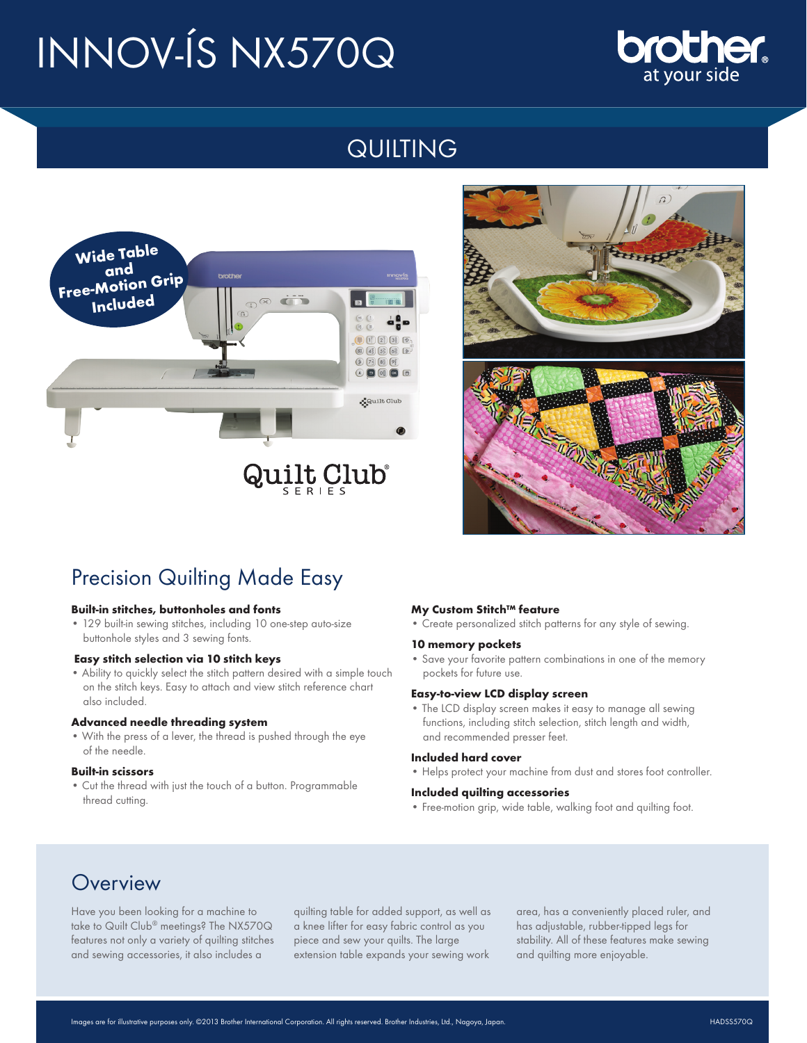# INNOV-ÍS NX570Q

brother at your side

## QUILTING

Wide Table and Free-Motion Grip Included

Quilt Club® SERIES

## Precision Quilting Made Easy

**Built-in stitches, buttonholes and fonts**

- 129 built-in sewing stitches, including 10 one-step auto-size buttonhole styles and 3 sewing fonts.

**Easy stitch selection via 10 stitch keys**

- Ability to quickly select the stitch pattern desired with a simple touch on the stitch keys. Easy to attach and view stitch reference chart also included.

**Advanced needle threading system**

- With the press of a lever, the thread is pushed through the eye of the needle.

**Built-in scissors**

- Cut the thread with just the touch of a button. Programmable thread cutting.

**My Custom Stitch™ feature**

- Create personalized stitch patterns for any style of sewing.

**10 memory pockets**

- Save your favorite pattern combinations in one of the memory pockets for future use.

**Easy-to-view LCD display screen**

- The LCD display screen makes it easy to manage all sewing functions, including stitch selection, stitch length and width, and recommended presser feet.

**Included hard cover**

- Helps protect your machine from dust and stores foot controller.

**Included quilting accessories**

- Free-motion grip, wide table, walking foot and quilting foot.

## Overview

Have you been looking for a machine to take to Quilt Club® meetings? The NX570Q features not only a variety of quilting stitches and sewing accessories, it also includes a quilting table for added support, as well as a knee lifter for easy fabric control as you piece and sew your quilts. The large extension table expands your sewing work area, has a conveniently placed ruler, and has adjustable, rubber-tipped legs for stability. All of these features make sewing and quilting more enjoyable.

Images are for illustrative purposes only. ©2013 Brother International Corporation. All rights reserved. Brother Industries, Ltd., Nagoya, Japan. HADSS570Q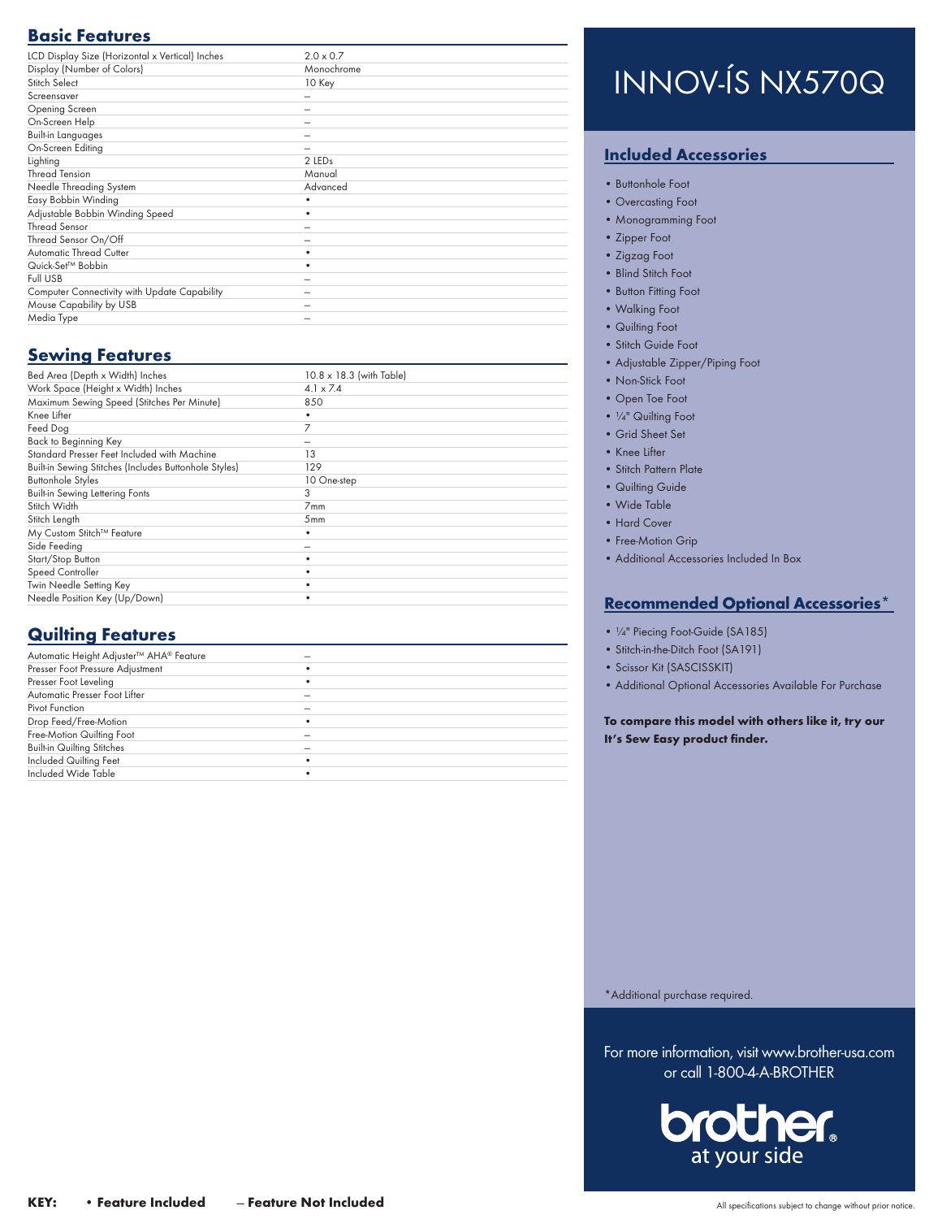## Basic Features

| | |
|---|---|
| LCD Display Size (Horizontal x Vertical) Inches | 2.0 x 0.7 |
| Display (Number of Colors) | Monochrome |
| Stitch Select | 10 Key |
| Screensaver | – |
| Opening Screen | – |
| On-Screen Help | – |
| Built-in Languages | – |
| On-Screen Editing | – |
| Lighting | 2 LEDs |
| Thread Tension | Manual |
| Needle Threading System | Advanced |
| Easy Bobbin Winding | • |
| Adjustable Bobbin Winding Speed | • |
| Thread Sensor | – |
| Thread Sensor On/Off | – |
| Automatic Thread Cutter | • |
| Quick-Set™ Bobbin | • |
| Full USB | – |
| Computer Connectivity with Update Capability | – |
| Mouse Capability by USB | – |
| Media Type | – |

## Sewing Features

| | |
|---|---|
| Bed Area (Depth x Width) Inches | 10.8 x 18.3 (with Table) |
| Work Space (Height x Width) Inches | 4.1 x 7.4 |
| Maximum Sewing Speed (Stitches Per Minute) | 850 |
| Knee Lifter | • |
| Feed Dog | 7 |
| Back to Beginning Key | – |
| Standard Presser Feet Included with Machine | 13 |
| Built-in Sewing Stitches (Includes Buttonhole Styles) | 129 |
| Buttonhole Styles | 10 One-step |
| Built-in Sewing Lettering Fonts | 3 |
| Stitch Width | 7mm |
| Stitch Length | 5mm |
| My Custom Stitch™ Feature | • |
| Side Feeding | – |
| Start/Stop Button | • |
| Speed Controller | • |
| Twin Needle Setting Key | • |
| Needle Position Key (Up/Down) | • |

## Quilting Features

| | |
|---|---|
| Automatic Height Adjuster™ AHA® Feature | – |
| Presser Foot Pressure Adjustment | • |
| Presser Foot Leveling | • |
| Automatic Presser Foot Lifter | – |
| Pivot Function | – |
| Drop Feed/Free-Motion | • |
| Free-Motion Quilting Foot | – |
| Built-in Quilting Stitches | – |
| Included Quilting Feet | • |
| Included Wide Table | • |

# INNOV-ÍS NX570Q

## Included Accessories

- Buttonhole Foot
- Overcasting Foot
- Monogramming Foot
- Zipper Foot
- Zigzag Foot
- Blind Stitch Foot
- Button Fitting Foot
- Walking Foot
- Quilting Foot
- Stitch Guide Foot
- Adjustable Zipper/Piping Foot
- Non-Stick Foot
- Open Toe Foot
- ¼" Quilting Foot
- Grid Sheet Set
- Knee Lifter
- Stitch Pattern Plate
- Quilting Guide
- Wide Table
- Hard Cover
- Free-Motion Grip
- Additional Accessories Included In Box

## Recommended Optional Accessories*

- ¼" Piecing Foot-Guide (SA185)
- Stitch-in-the-Ditch Foot (SA191)
- Scissor Kit (SASCISSKIT)
- Additional Optional Accessories Available For Purchase

**To compare this model with others like it, try our It's Sew Easy product finder.**

*Additional purchase required.

For more information, visit www.brother-usa.com or call 1-800-4-A-BROTHER

brother® at your side

**KEY: • Feature Included – Feature Not Included**

All specifications subject to change without prior notice.